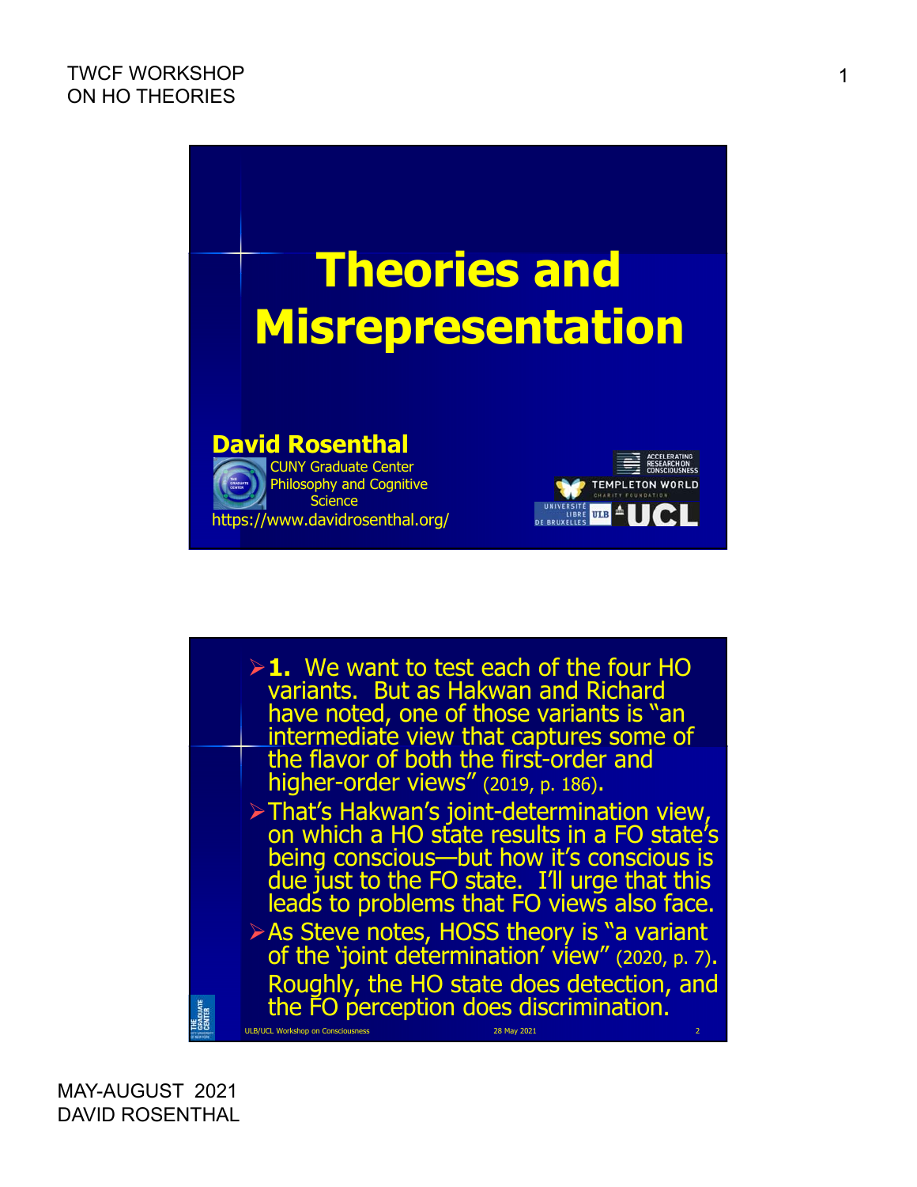TWCF WORKSHOP ON HO THEORIES

# Theories and Misrepresentation

**David Rosenthal**

CUNY Graduate Center
Philosophy and Cognitive Science

https://www.davidrosenthal.org/

---

- **1.** We want to test each of the four HO variants. But as Hakwan and Richard have noted, one of those variants is "an intermediate view that captures some of the flavor of both the first-order and higher-order views" (2019, p. 186).
- That's Hakwan's joint-determination view, on which a HO state results in a FO state's being conscious—but how it's conscious is due just to the FO state. I'll urge that this leads to problems that FO views also face.
- As Steve notes, HOSS theory is "a variant of the 'joint determination' view" (2020, p. 7). Roughly, the HO state does detection, and the FO perception does discrimination.

ULB/UCL Workshop on Consciousness — 28 May 2021

MAY-AUGUST 2021
DAVID ROSENTHAL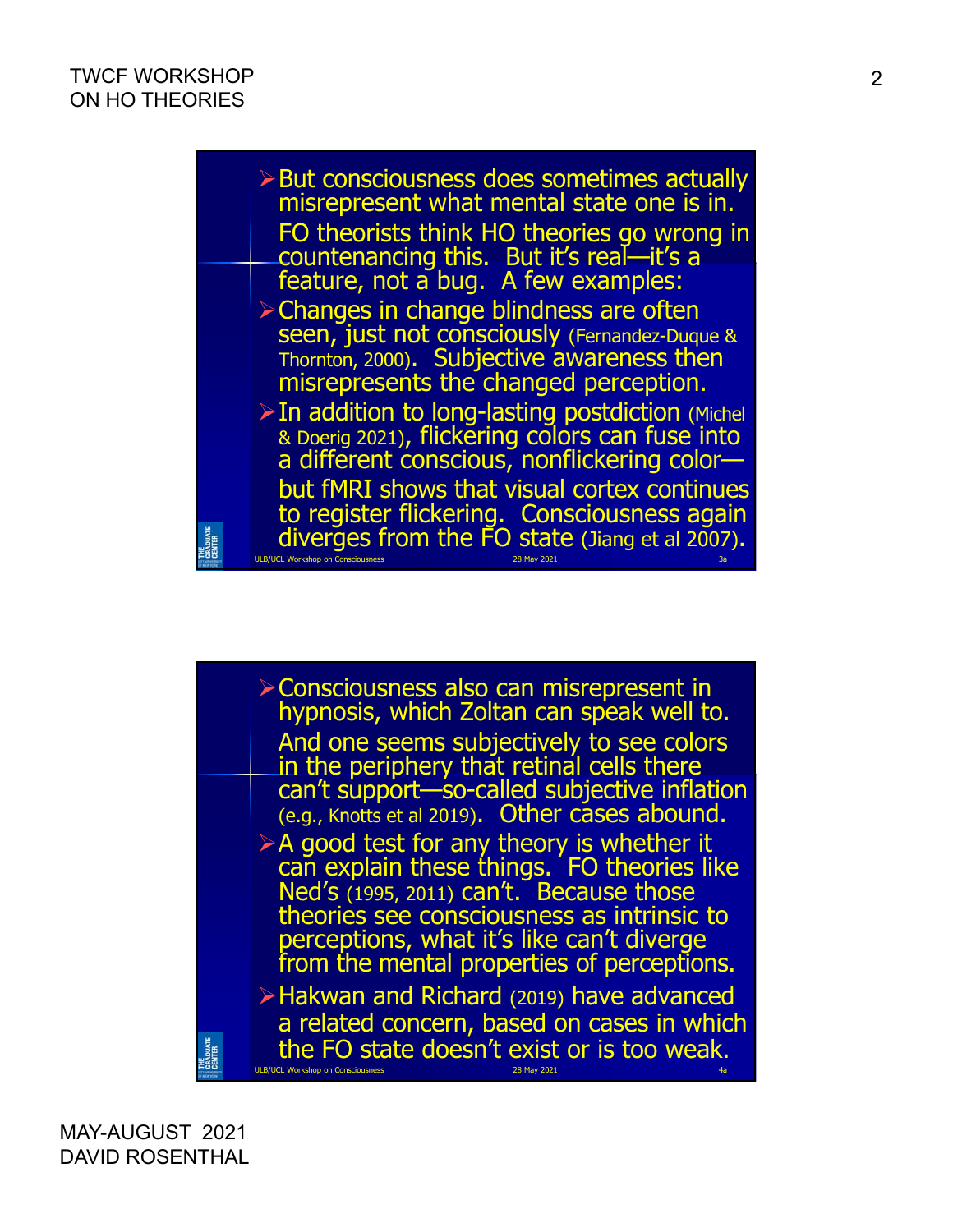- But consciousness does sometimes actually misrepresent what mental state one is in. FO theorists think HO theories go wrong in countenancing this. But it's real—it's a feature, not a bug. A few examples:
- Changes in change blindness are often seen, just not consciously (Fernandez-Duque & Thornton, 2000). Subjective awareness then misrepresents the changed perception.
- In addition to long-lasting postdiction (Michel & Doerig 2021), flickering colors can fuse into a different conscious, nonflickering color—but fMRI shows that visual cortex continues to register flickering. Consciousness again diverges from the FO state (Jiang et al 2007).

- Consciousness also can misrepresent in hypnosis, which Zoltan can speak well to. And one seems subjectively to see colors in the periphery that retinal cells there can't support—so-called subjective inflation (e.g., Knotts et al 2019). Other cases abound.
- A good test for any theory is whether it can explain these things. FO theories like Ned's (1995, 2011) can't. Because those theories see consciousness as intrinsic to perceptions, what it's like can't diverge from the mental properties of perceptions.
- Hakwan and Richard (2019) have advanced a related concern, based on cases in which the FO state doesn't exist or is too weak.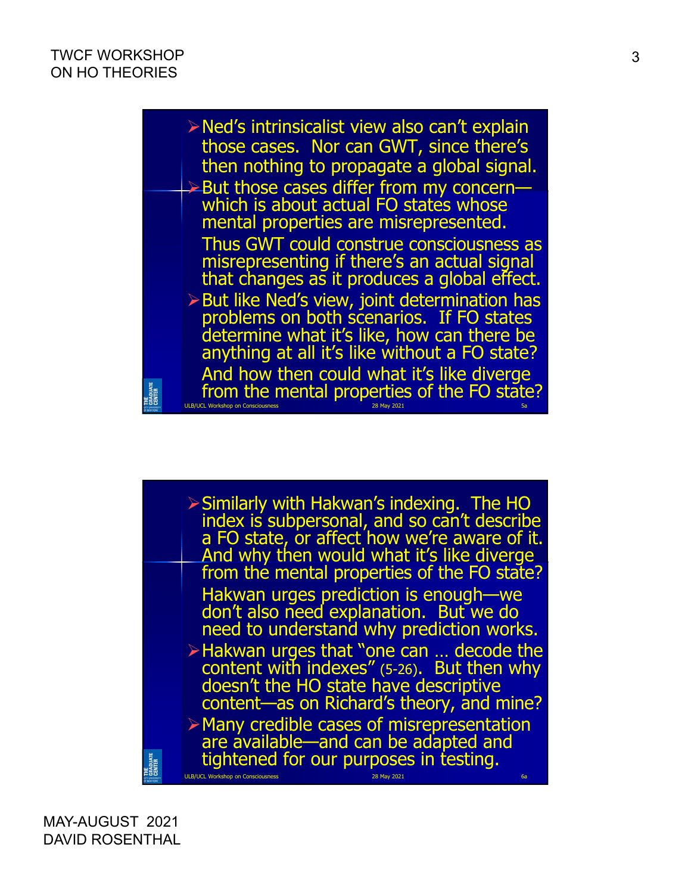- Ned's intrinsicalist view also can't explain those cases. Nor can GWT, since there's then nothing to propagate a global signal.
- But those cases differ from my concern—which is about actual FO states whose mental properties are misrepresented.

  Thus GWT could construe consciousness as misrepresenting if there's an actual signal that changes as it produces a global effect.
- But like Ned's view, joint determination has problems on both scenarios. If FO states determine what it's like, how can there be anything at all it's like without a FO state?

  And how then could what it's like diverge from the mental properties of the FO state?

ULB/UCL Workshop on Consciousness — 28 May 2021 — 5a

- Similarly with Hakwan's indexing. The HO index is subpersonal, and so can't describe a FO state, or affect how we're aware of it. And why then would what it's like diverge from the mental properties of the FO state?

  Hakwan urges prediction is enough—we don't also need explanation. But we do need to understand why prediction works.
- Hakwan urges that "one can … decode the content with indexes" (5-26). But then why doesn't the HO state have descriptive content—as on Richard's theory, and mine?
- Many credible cases of misrepresentation are available—and can be adapted and tightened for our purposes in testing.

ULB/UCL Workshop on Consciousness — 28 May 2021 — 6a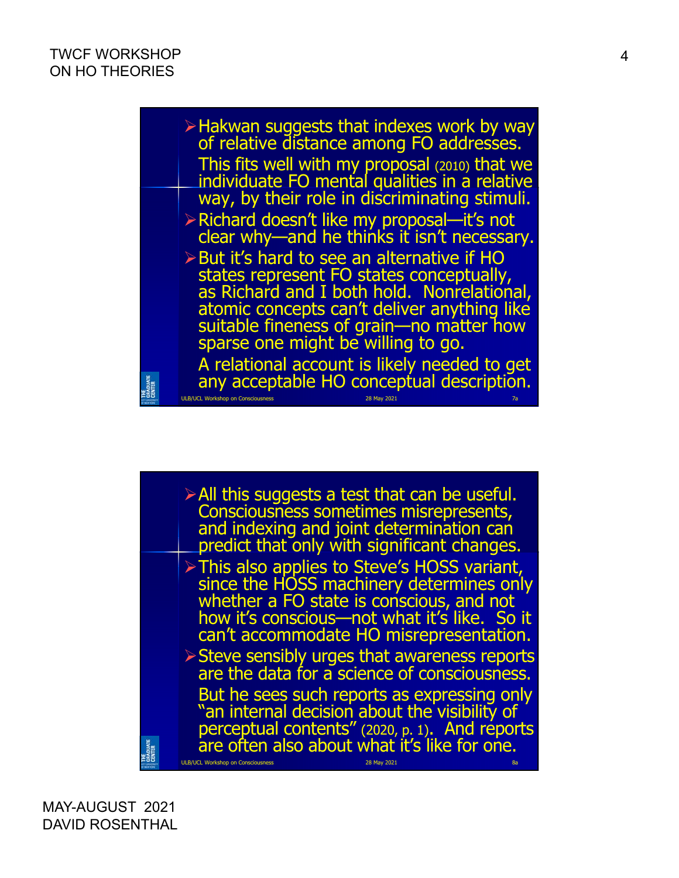- Hakwan suggests that indexes work by way of relative distance among FO addresses.

  This fits well with my proposal (2010) that we individuate FO mental qualities in a relative way, by their role in discriminating stimuli.
- Richard doesn't like my proposal—it's not clear why—and he thinks it isn't necessary.
- But it's hard to see an alternative if HO states represent FO states conceptually, as Richard and I both hold. Nonrelational, atomic concepts can't deliver anything like suitable fineness of grain—no matter how sparse one might be willing to go.

  A relational account is likely needed to get any acceptable HO conceptual description.

---

- All this suggests a test that can be useful. Consciousness sometimes misrepresents, and indexing and joint determination can predict that only with significant changes.
- This also applies to Steve's HOSS variant, since the HOSS machinery determines only whether a FO state is conscious, and not how it's conscious—not what it's like. So it can't accommodate HO misrepresentation.
- Steve sensibly urges that awareness reports are the data for a science of consciousness.

  But he sees such reports as expressing only "an internal decision about the visibility of perceptual contents" (2020, p. 1). And reports are often also about what it's like for one.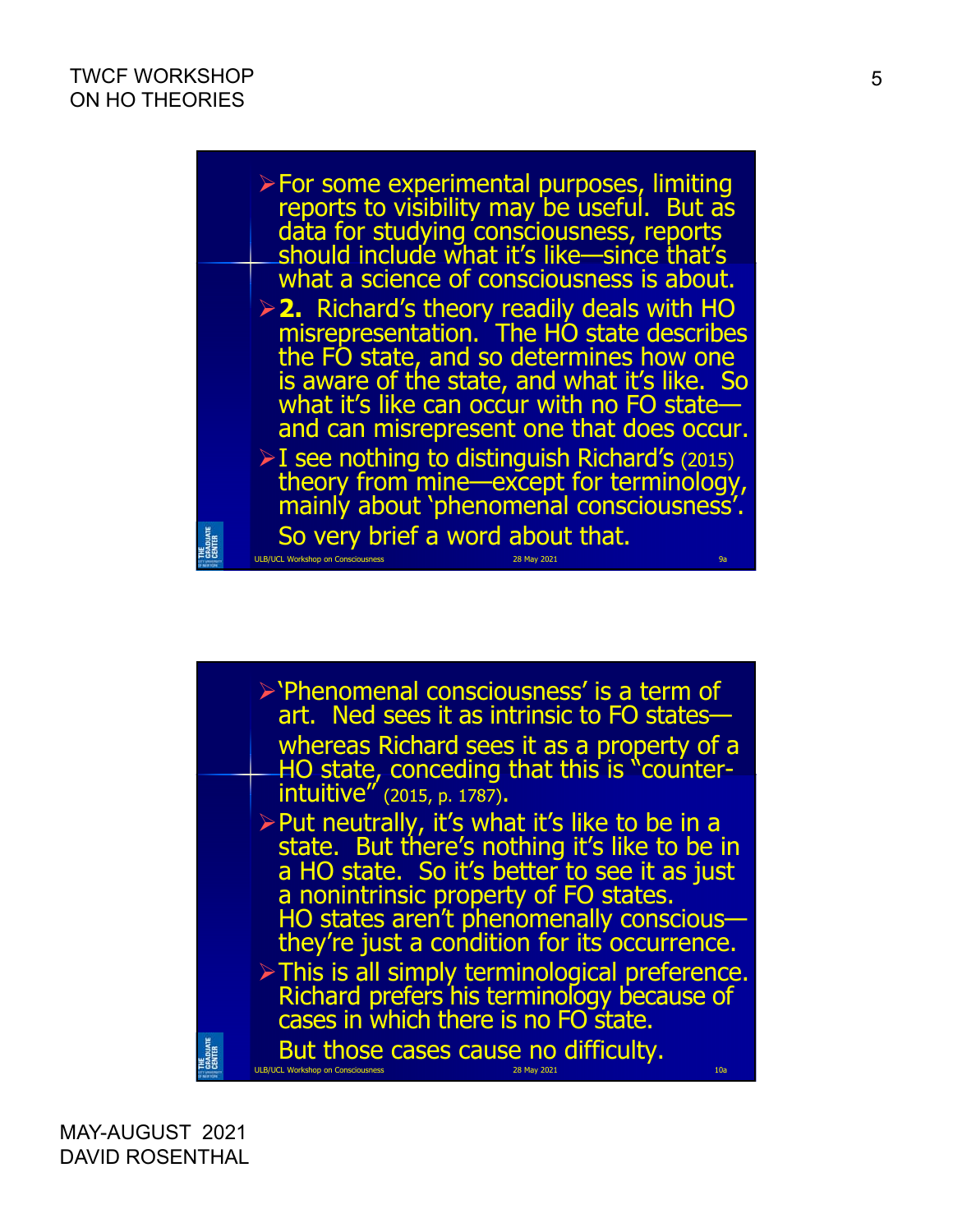- For some experimental purposes, limiting reports to visibility may be useful. But as data for studying consciousness, reports should include what it's like—since that's what a science of consciousness is about.
- **2.** Richard's theory readily deals with HO misrepresentation. The HO state describes the FO state, and so determines how one is aware of the state, and what it's like. So what it's like can occur with no FO state—and can misrepresent one that does occur.
- I see nothing to distinguish Richard's (2015) theory from mine—except for terminology, mainly about 'phenomenal consciousness'.

  So very brief a word about that.

ULB/UCL Workshop on Consciousness 28 May 2021 9a

- 'Phenomenal consciousness' is a term of art. Ned sees it as intrinsic to FO states—

  whereas Richard sees it as a property of a HO state, conceding that this is "counter-intuitive" (2015, p. 1787).
- Put neutrally, it's what it's like to be in a state. But there's nothing it's like to be in a HO state. So it's better to see it as just a nonintrinsic property of FO states.

  HO states aren't phenomenally conscious—they're just a condition for its occurrence.
- This is all simply terminological preference. Richard prefers his terminology because of cases in which there is no FO state.

  But those cases cause no difficulty.

ULB/UCL Workshop on Consciousness 28 May 2021 10a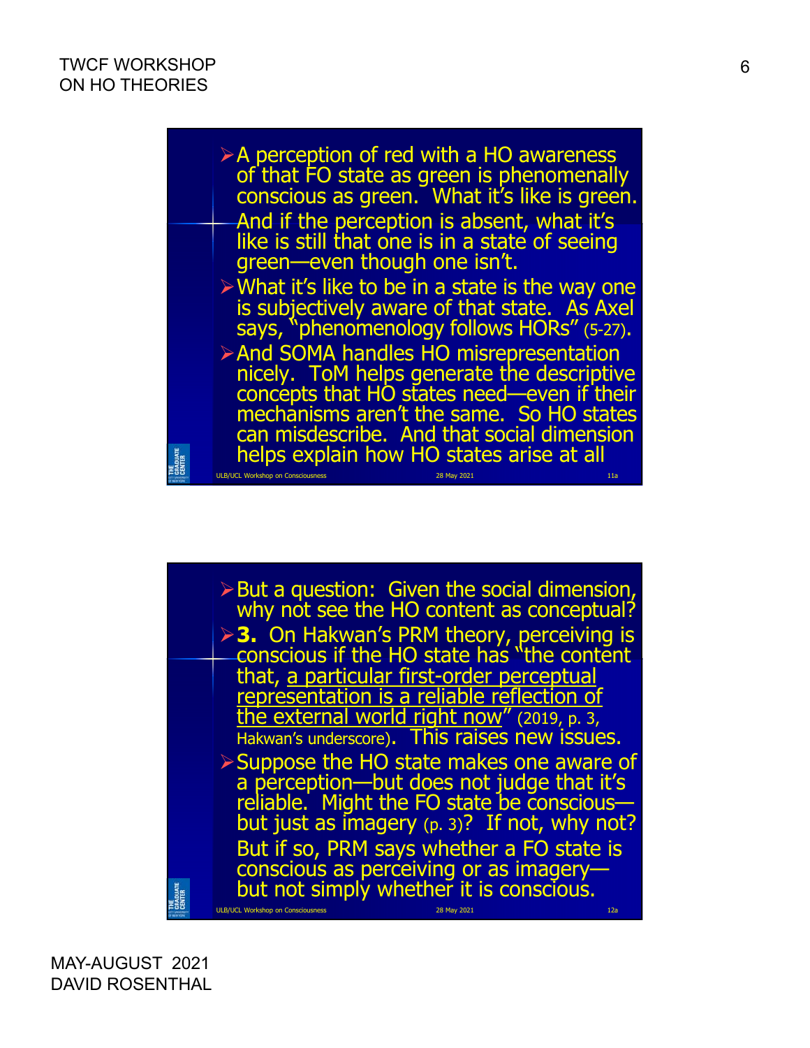- A perception of red with a HO awareness of that FO state as green is phenomenally conscious as green. What it's like is green. And if the perception is absent, what it's like is still that one is in a state of seeing green—even though one isn't.
- What it's like to be in a state is the way one is subjectively aware of that state. As Axel says, "phenomenology follows HORs" (5-27).
- And SOMA handles HO misrepresentation nicely. ToM helps generate the descriptive concepts that HO states need—even if their mechanisms aren't the same. So HO states can misdescribe. And that social dimension helps explain how HO states arise at all

---

- But a question: Given the social dimension, why not see the HO content as conceptual?
- **3.** On Hakwan's PRM theory, perceiving is conscious if the HO state has "the content that, <u>a particular first-order perceptual representation is a reliable reflection of the external world right now</u>" (2019, p. 3, Hakwan's underscore). This raises new issues.
- Suppose the HO state makes one aware of a perception—but does not judge that it's reliable. Might the FO state be conscious—but just as imagery (p. 3)? If not, why not? But if so, PRM says whether a FO state is conscious as perceiving or as imagery—but not simply whether it is conscious.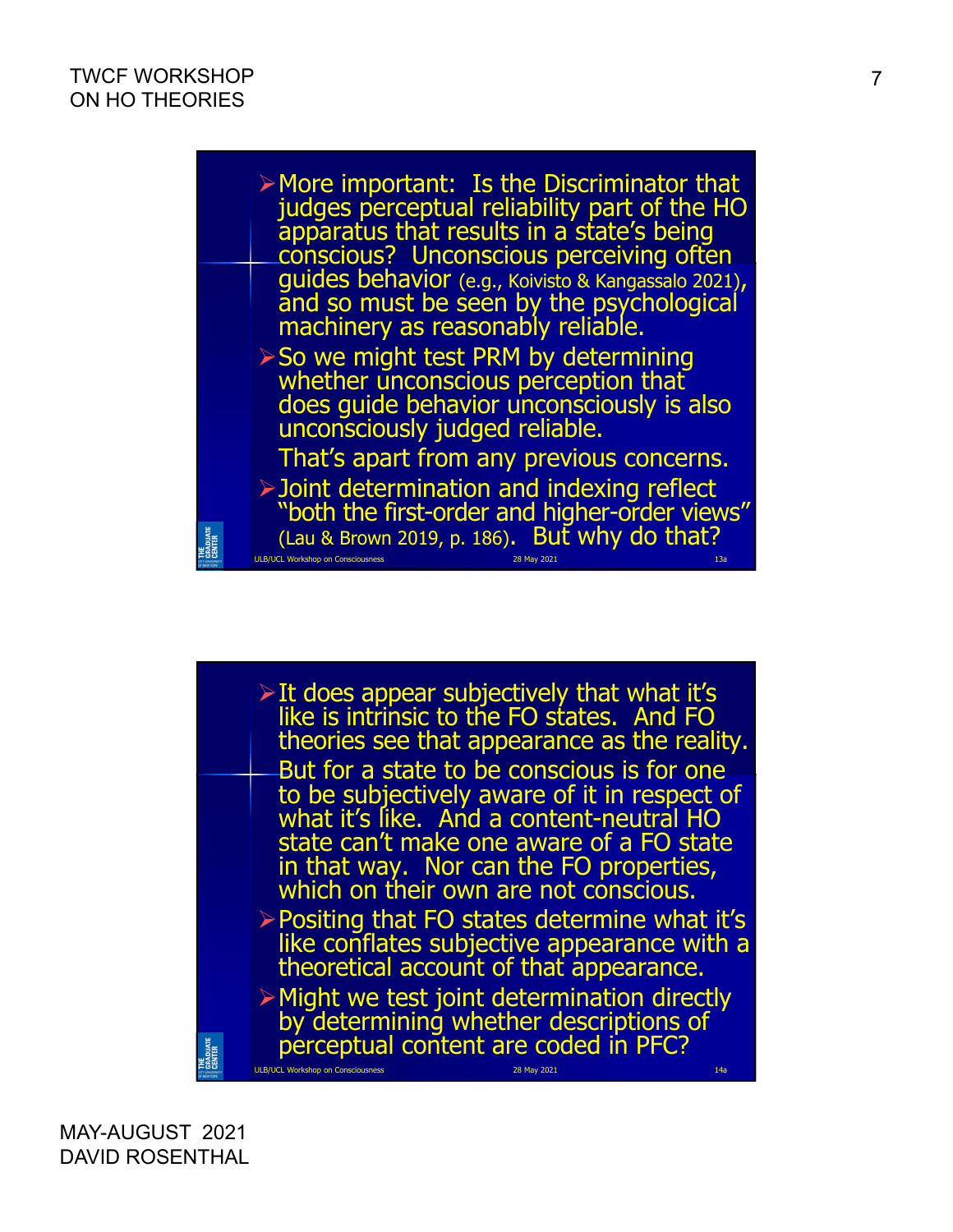- More important: Is the Discriminator that judges perceptual reliability part of the HO apparatus that results in a state's being conscious? Unconscious perceiving often guides behavior (e.g., Koivisto & Kangassalo 2021), and so must be seen by the psychological machinery as reasonably reliable.
- So we might test PRM by determining whether unconscious perception that does guide behavior unconsciously is also unconsciously judged reliable.

  That's apart from any previous concerns.
- Joint determination and indexing reflect "both the first-order and higher-order views" (Lau & Brown 2019, p. 186). But why do that?

---

- It does appear subjectively that what it's like is intrinsic to the FO states. And FO theories see that appearance as the reality.

  But for a state to be conscious is for one to be subjectively aware of it in respect of what it's like. And a content-neutral HO state can't make one aware of a FO state in that way. Nor can the FO properties, which on their own are not conscious.
- Positing that FO states determine what it's like conflates subjective appearance with a theoretical account of that appearance.
- Might we test joint determination directly by determining whether descriptions of perceptual content are coded in PFC?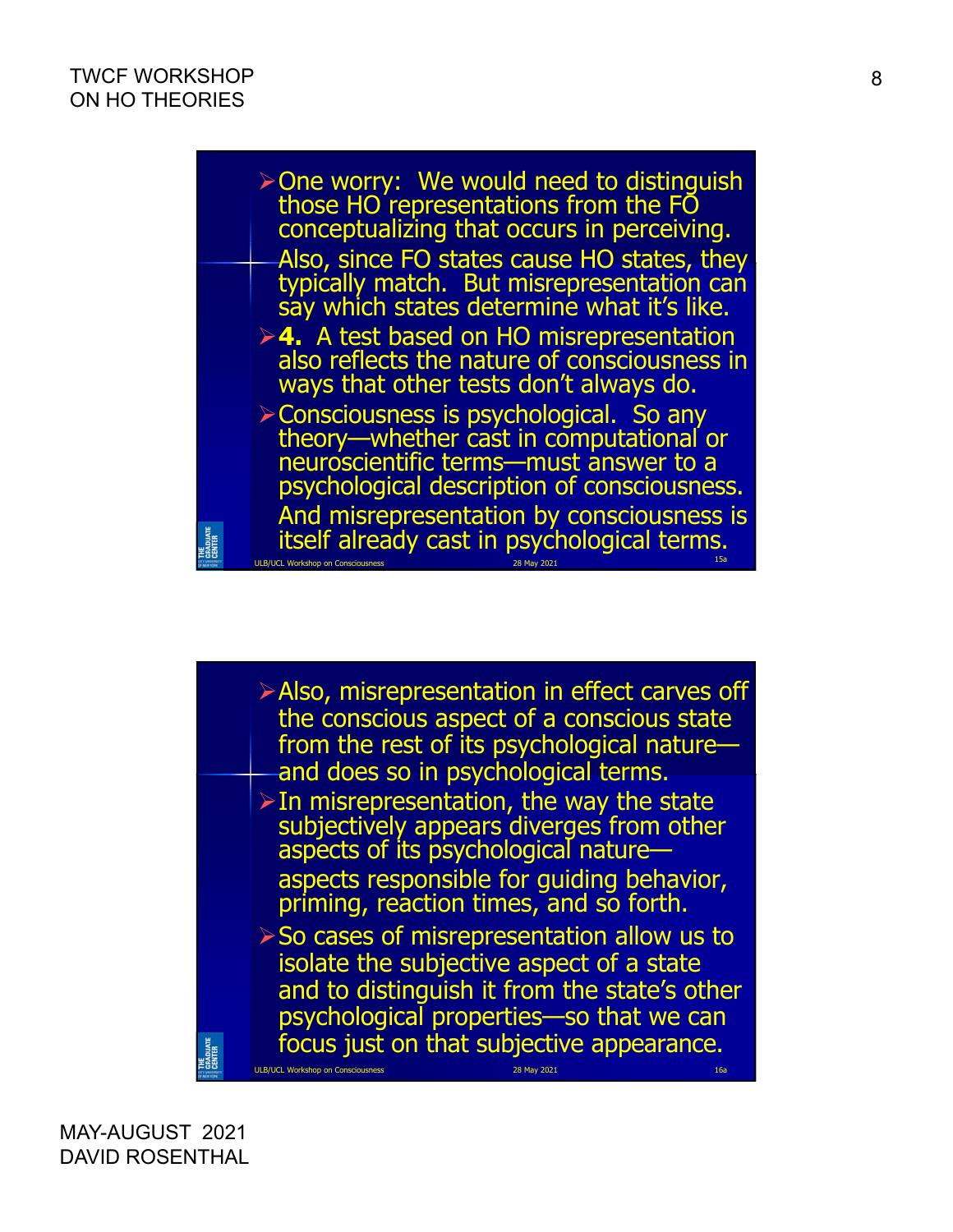- One worry: We would need to distinguish those HO representations from the FO conceptualizing that occurs in perceiving.
  Also, since FO states cause HO states, they typically match. But misrepresentation can say which states determine what it's like.
- **4.** A test based on HO misrepresentation also reflects the nature of consciousness in ways that other tests don't always do.
- Consciousness is psychological. So any theory—whether cast in computational or neuroscientific terms—must answer to a psychological description of consciousness.
  And misrepresentation by consciousness is itself already cast in psychological terms.

ULB/UCL Workshop on Consciousness 28 May 2021 15a

- Also, misrepresentation in effect carves off the conscious aspect of a conscious state from the rest of its psychological nature—and does so in psychological terms.
- In misrepresentation, the way the state subjectively appears diverges from other aspects of its psychological nature—
  aspects responsible for guiding behavior, priming, reaction times, and so forth.
- So cases of misrepresentation allow us to isolate the subjective aspect of a state and to distinguish it from the state's other psychological properties—so that we can focus just on that subjective appearance.

ULB/UCL Workshop on Consciousness 28 May 2021 16a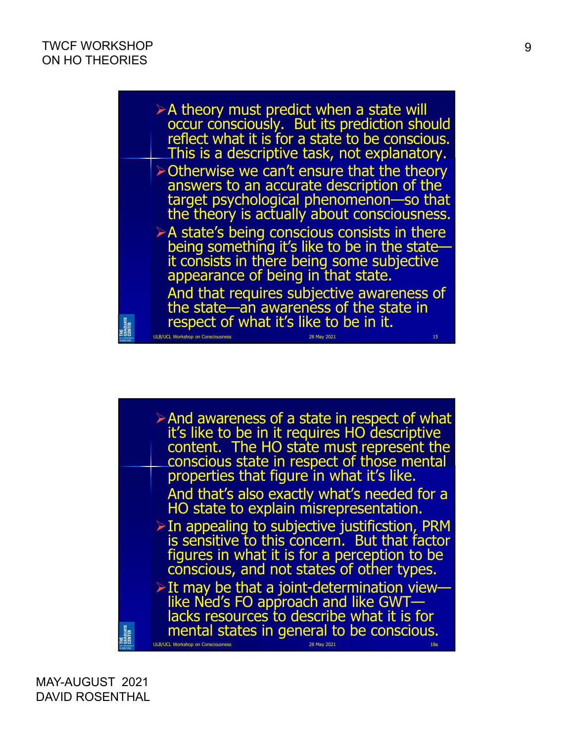- A theory must predict when a state will occur consciously. But its prediction should reflect what it is for a state to be conscious. This is a descriptive task, not explanatory.
- Otherwise we can't ensure that the theory answers to an accurate description of the target psychological phenomenon—so that the theory is actually about consciousness.
- A state's being conscious consists in there being something it's like to be in the state—it consists in there being some subjective appearance of being in that state.

  And that requires subjective awareness of the state—an awareness of the state in respect of what it's like to be in it.

- And awareness of a state in respect of what it's like to be in it requires HO descriptive content. The HO state must represent the conscious state in respect of those mental properties that figure in what it's like.

  And that's also exactly what's needed for a HO state to explain misrepresentation.

- In appealing to subjective justificstion, PRM is sensitive to this concern. But that factor figures in what it is for a perception to be conscious, and not states of other types.
- It may be that a joint-determination view—like Ned's FO approach and like GWT—lacks resources to describe what it is for mental states in general to be conscious.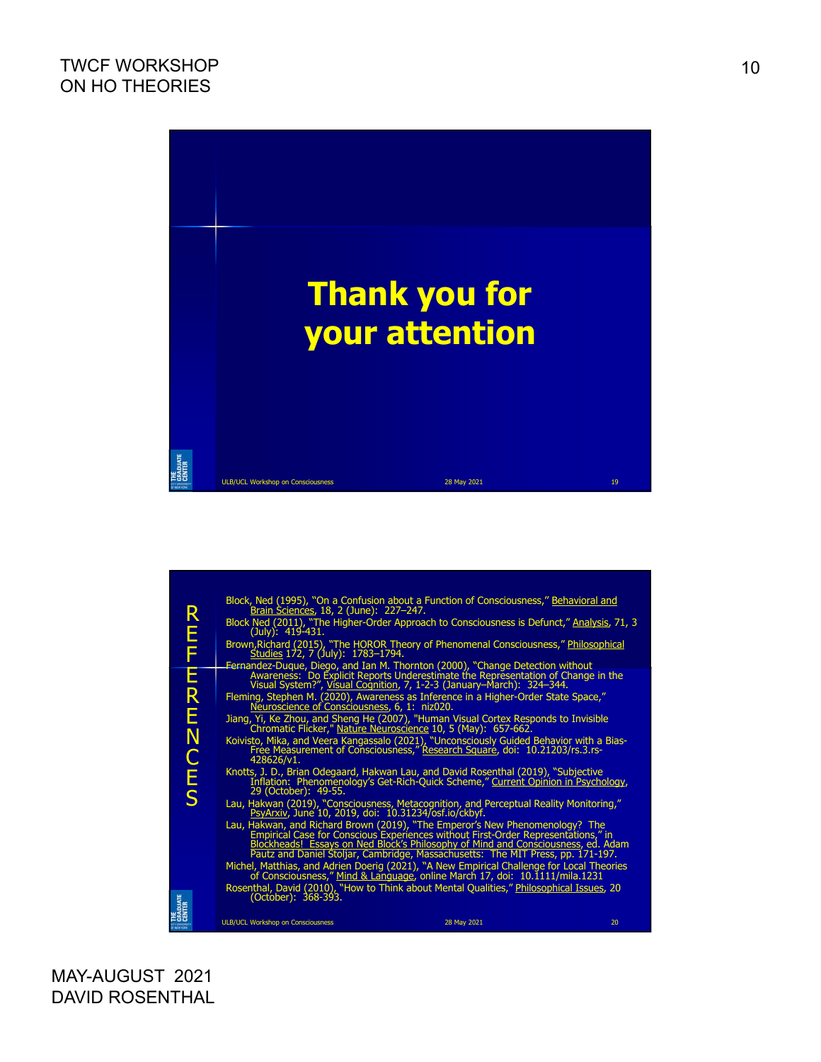# Thank you for your attention

## REFERENCES

Block, Ned (1995), "On a Confusion about a Function of Consciousness," Behavioral and Brain Sciences, 18, 2 (June): 227–247.

Block Ned (2011), "The Higher-Order Approach to Consciousness is Defunct," Analysis, 71, 3 (July): 419-431.

Brown,Richard (2015), "The HOROR Theory of Phenomenal Consciousness," Philosophical Studies 172, 7 (July): 1783–1794.

Fernandez-Duque, Diego, and Ian M. Thornton (2000), "Change Detection without Awareness: Do Explicit Reports Underestimate the Representation of Change in the Visual System?", Visual Cognition, 7, 1-2-3 (January–March): 324–344.

Fleming, Stephen M. (2020), Awareness as Inference in a Higher-Order State Space," Neuroscience of Consciousness, 6, 1: niz020.

Jiang, Yi, Ke Zhou, and Sheng He (2007), "Human Visual Cortex Responds to Invisible Chromatic Flicker," Nature Neuroscience 10, 5 (May): 657-662.

Koivisto, Mika, and Veera Kangassalo (2021), "Unconsciously Guided Behavior with a Bias-Free Measurement of Consciousness," Research Square, doi: 10.21203/rs.3.rs-428626/v1.

Knotts, J. D., Brian Odegaard, Hakwan Lau, and David Rosenthal (2019), "Subjective Inflation: Phenomenology's Get-Rich-Quick Scheme," Current Opinion in Psychology, 29 (October): 49-55.

Lau, Hakwan (2019), "Consciousness, Metacognition, and Perceptual Reality Monitoring," PsyArxiv, June 10, 2019, doi: 10.31234/osf.io/ckbyf.

Lau, Hakwan, and Richard Brown (2019), "The Emperor's New Phenomenology? The Empirical Case for Conscious Experiences without First-Order Representations," in Blockheads! Essays on Ned Block's Philosophy of Mind and Consciousness, ed. Adam Pautz and Daniel Stoljar, Cambridge, Massachusetts: The MIT Press, pp. 171-197.

Michel, Matthias, and Adrien Doerig (2021), "A New Empirical Challenge for Local Theories of Consciousness," Mind & Language, online March 17, doi: 10.1111/mila.1231

Rosenthal, David (2010), "How to Think about Mental Qualities," Philosophical Issues, 20 (October): 368-393.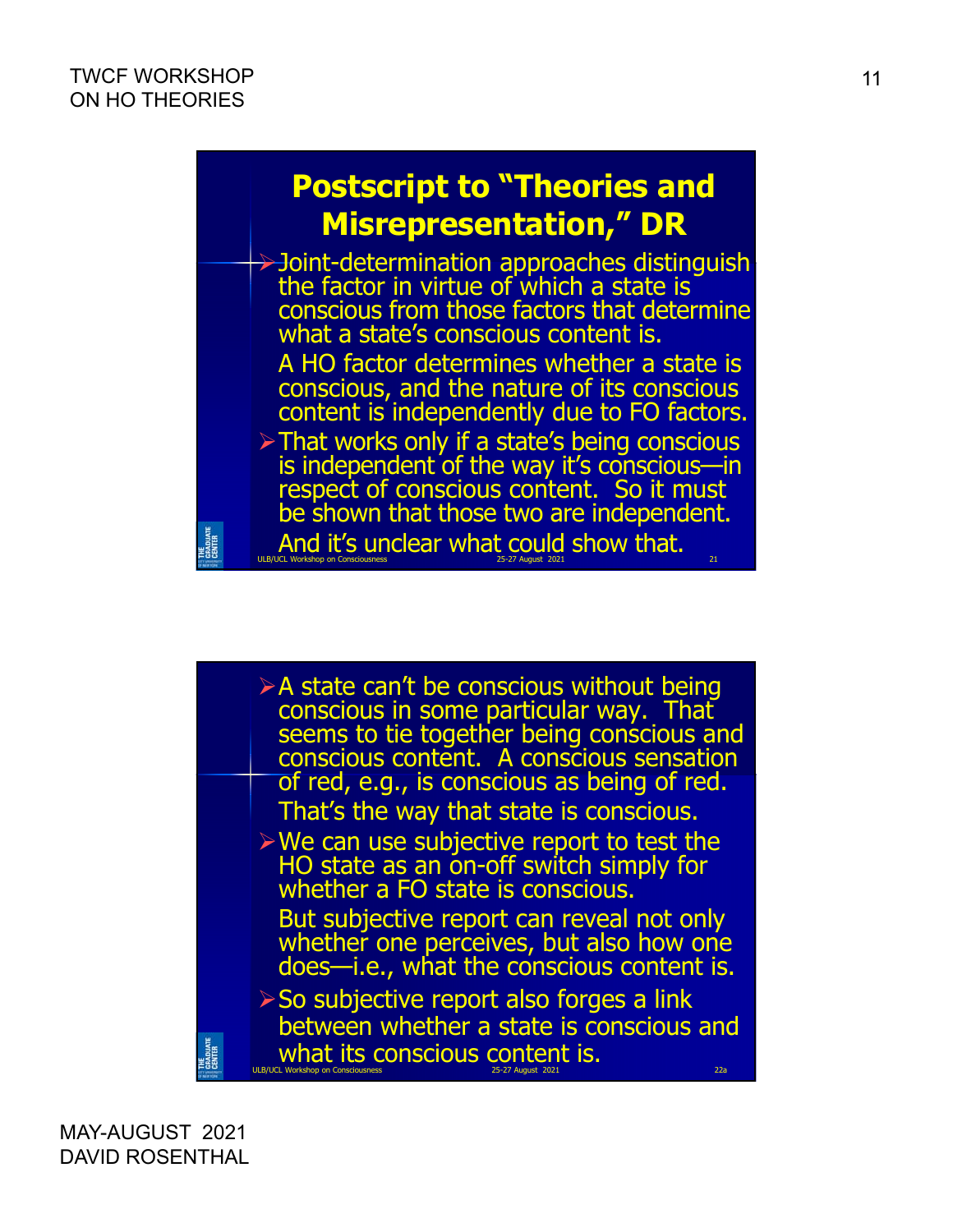## Postscript to "Theories and Misrepresentation," DR

- Joint-determination approaches distinguish the factor in virtue of which a state is conscious from those factors that determine what a state's conscious content is.

  A HO factor determines whether a state is conscious, and the nature of its conscious content is independently due to FO factors.

- That works only if a state's being conscious is independent of the way it's conscious—in respect of conscious content. So it must be shown that those two are independent.

  And it's unclear what could show that.

---

- A state can't be conscious without being conscious in some particular way. That seems to tie together being conscious and conscious content. A conscious sensation of red, e.g., is conscious as being of red.

  That's the way that state is conscious.

- We can use subjective report to test the HO state as an on-off switch simply for whether a FO state is conscious.

  But subjective report can reveal not only whether one perceives, but also how one does—i.e., what the conscious content is.

- So subjective report also forges a link between whether a state is conscious and what its conscious content is.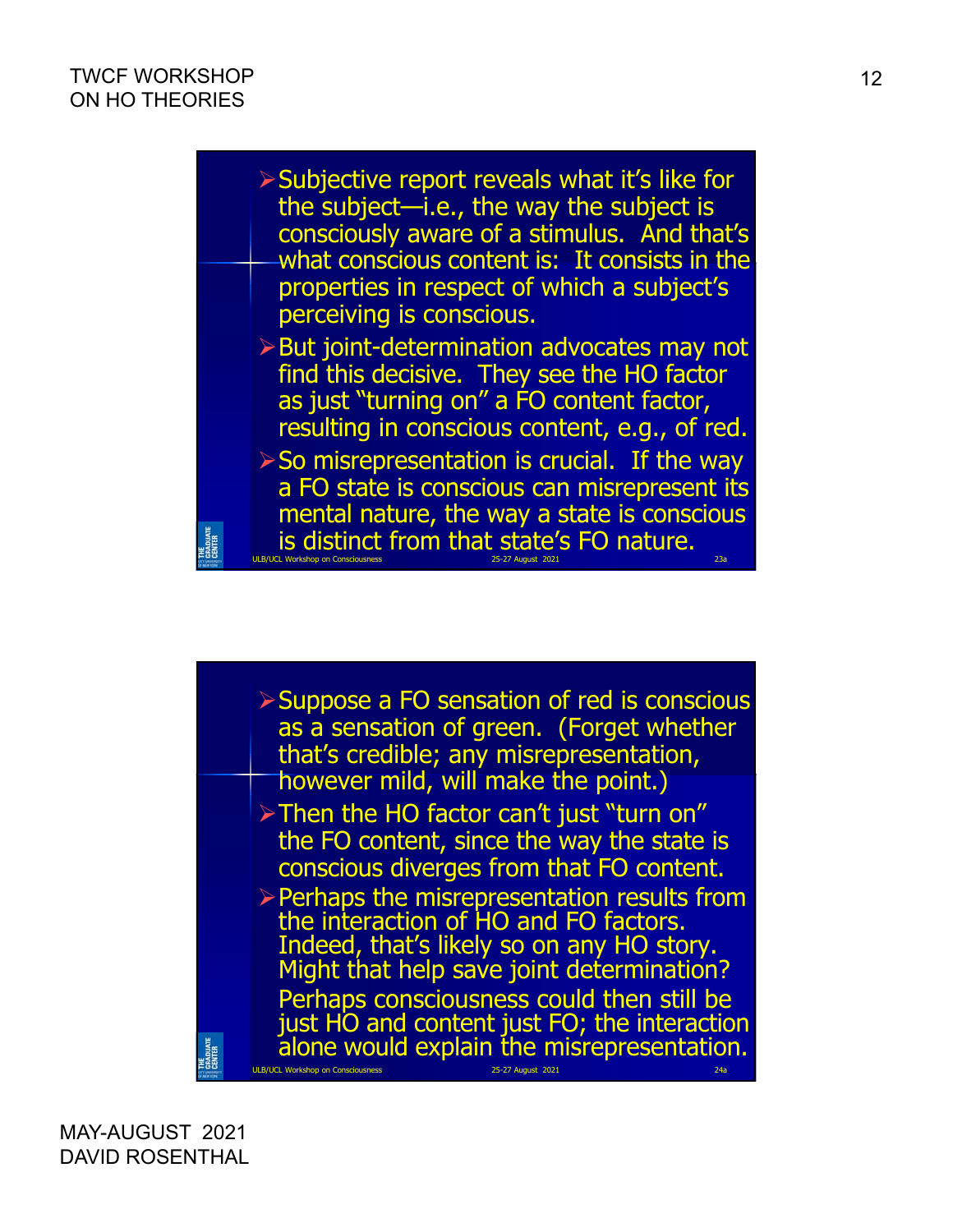- Subjective report reveals what it's like for the subject—i.e., the way the subject is consciously aware of a stimulus. And that's what conscious content is: It consists in the properties in respect of which a subject's perceiving is conscious.
- But joint-determination advocates may not find this decisive. They see the HO factor as just "turning on" a FO content factor, resulting in conscious content, e.g., of red.
- So misrepresentation is crucial. If the way a FO state is conscious can misrepresent its mental nature, the way a state is conscious is distinct from that state's FO nature.

- Suppose a FO sensation of red is conscious as a sensation of green. (Forget whether that's credible; any misrepresentation, however mild, will make the point.)
- Then the HO factor can't just "turn on" the FO content, since the way the state is conscious diverges from that FO content.
- Perhaps the misrepresentation results from the interaction of HO and FO factors. Indeed, that's likely so on any HO story. Might that help save joint determination? Perhaps consciousness could then still be just HO and content just FO; the interaction alone would explain the misrepresentation.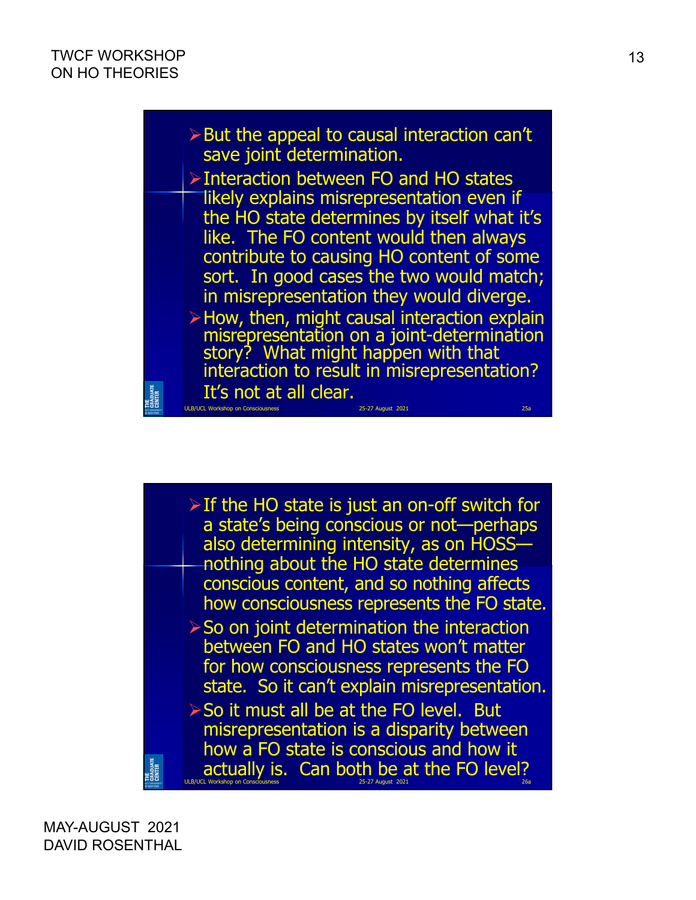- But the appeal to causal interaction can't save joint determination.
- Interaction between FO and HO states likely explains misrepresentation even if the HO state determines by itself what it's like. The FO content would then always contribute to causing HO content of some sort. In good cases the two would match; in misrepresentation they would diverge.
- How, then, might causal interaction explain misrepresentation on a joint-determination story? What might happen with that interaction to result in misrepresentation? It's not at all clear.

- If the HO state is just an on-off switch for a state's being conscious or not—perhaps also determining intensity, as on HOSS—nothing about the HO state determines conscious content, and so nothing affects how consciousness represents the FO state.
- So on joint determination the interaction between FO and HO states won't matter for how consciousness represents the FO state. So it can't explain misrepresentation.
- So it must all be at the FO level. But misrepresentation is a disparity between how a FO state is conscious and how it actually is. Can both be at the FO level?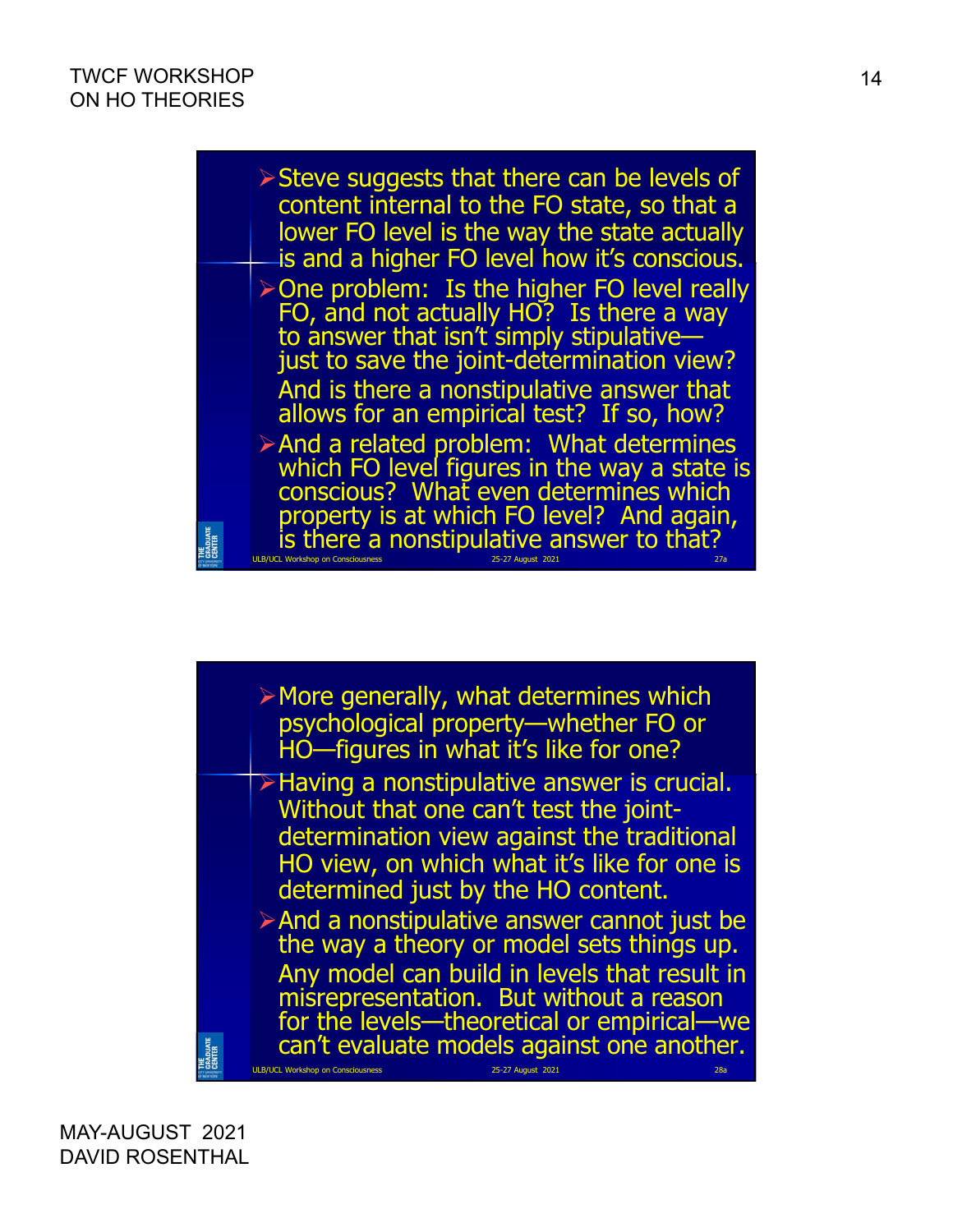- Steve suggests that there can be levels of content internal to the FO state, so that a lower FO level is the way the state actually is and a higher FO level how it's conscious.
- One problem: Is the higher FO level really FO, and not actually HO? Is there a way to answer that isn't simply stipulative—just to save the joint-determination view? And is there a nonstipulative answer that allows for an empirical test? If so, how?
- And a related problem: What determines which FO level figures in the way a state is conscious? What even determines which property is at which FO level? And again, is there a nonstipulative answer to that?

ULB/UCL Workshop on Consciousness 25-27 August 2021 27a

- More generally, what determines which psychological property—whether FO or HO—figures in what it's like for one?
- Having a nonstipulative answer is crucial. Without that one can't test the joint-determination view against the traditional HO view, on which what it's like for one is determined just by the HO content.
- And a nonstipulative answer cannot just be the way a theory or model sets things up. Any model can build in levels that result in misrepresentation. But without a reason for the levels—theoretical or empirical—we can't evaluate models against one another.

ULB/UCL Workshop on Consciousness 25-27 August 2021 28a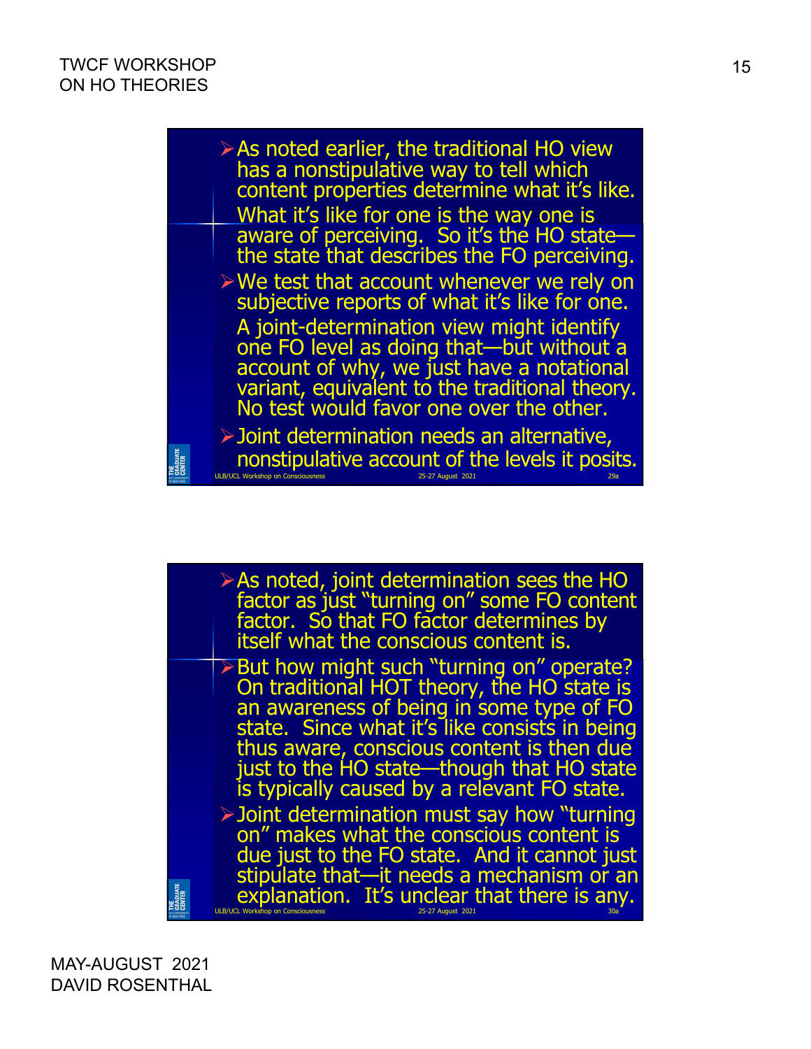- As noted earlier, the traditional HO view has a nonstipulative way to tell which content properties determine what it's like. What it's like for one is the way one is aware of perceiving. So it's the HO state—the state that describes the FO perceiving.
- We test that account whenever we rely on subjective reports of what it's like for one. A joint-determination view might identify one FO level as doing that—but without a account of why, we just have a notational variant, equivalent to the traditional theory. No test would favor one over the other.
- Joint determination needs an alternative, nonstipulative account of the levels it posits.

---

- As noted, joint determination sees the HO factor as just "turning on" some FO content factor. So that FO factor determines by itself what the conscious content is.
- But how might such "turning on" operate? On traditional HOT theory, the HO state is an awareness of being in some type of FO state. Since what it's like consists in being thus aware, conscious content is then due just to the HO state—though that HO state is typically caused by a relevant FO state.
- Joint determination must say how "turning on" makes what the conscious content is due just to the FO state. And it cannot just stipulate that—it needs a mechanism or an explanation. It's unclear that there is any.